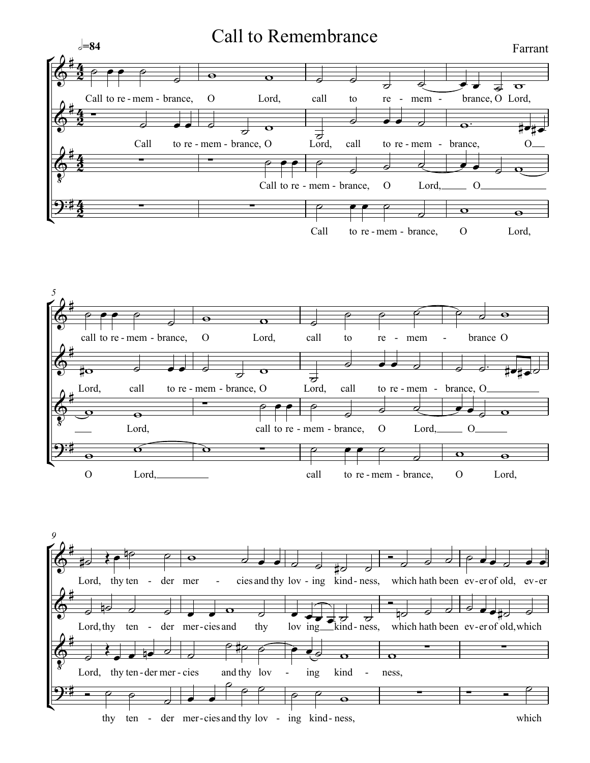# Call to Remembrance

Farrant

𝅗𝅥=84

Call to re-mem-brance, O Lord, call to re-mem-brance, O Lord,

call to re-mem-brance, O Lord, call to re-mem-brance O

Lord, thy ten-der mer-cies and thy lov-ing kind-ness, which hath been ev-er of old, ev-er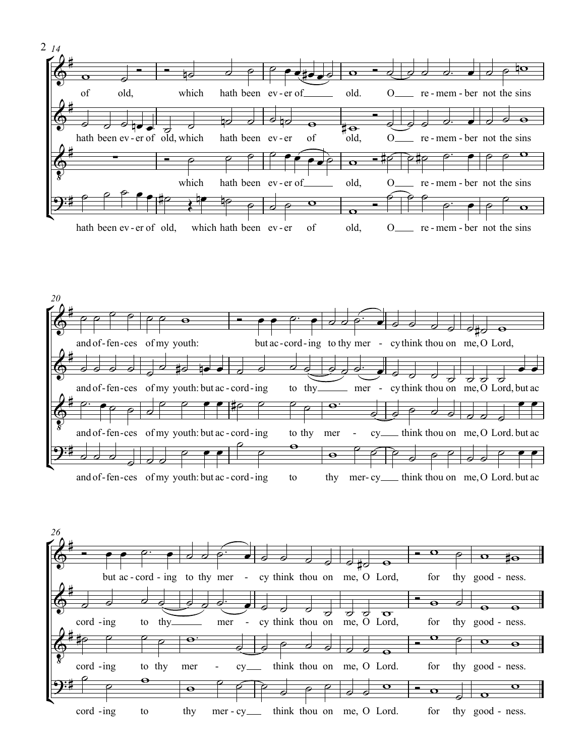14

of old, which hath been ev - er of old. O re - mem - ber not the sins

hath been ev - er of old, which hath been ev - er of old, O re - mem - ber not the sins

which hath been ev - er of old, O re - mem - ber not the sins

hath been ev - er of old, which hath been ev - er of old, O re - mem - ber not the sins

20

and of - fen - ces of my youth: but ac - cord - ing to thy mer - cy think thou on me, O Lord,

and of - fen - ces of my youth: but ac - cord - ing to thy mer - cy think thou on me, O Lord, but ac

and of - fen - ces of my youth: but ac - cord - ing to thy mer - cy think thou on me, O Lord. but ac

and of - fen - ces of my youth: but ac - cord - ing to thy mer - cy think thou on me, O Lord. but ac

26

but ac - cord - ing to thy mer - cy think thou on me, O Lord, for thy good - ness.

cord - ing to thy mer - cy think thou on me, O Lord, for thy good - ness.

cord - ing to thy mer - cy think thou on me, O Lord. for thy good - ness.

cord - ing to thy mer - cy think thou on me, O Lord. for thy good - ness.